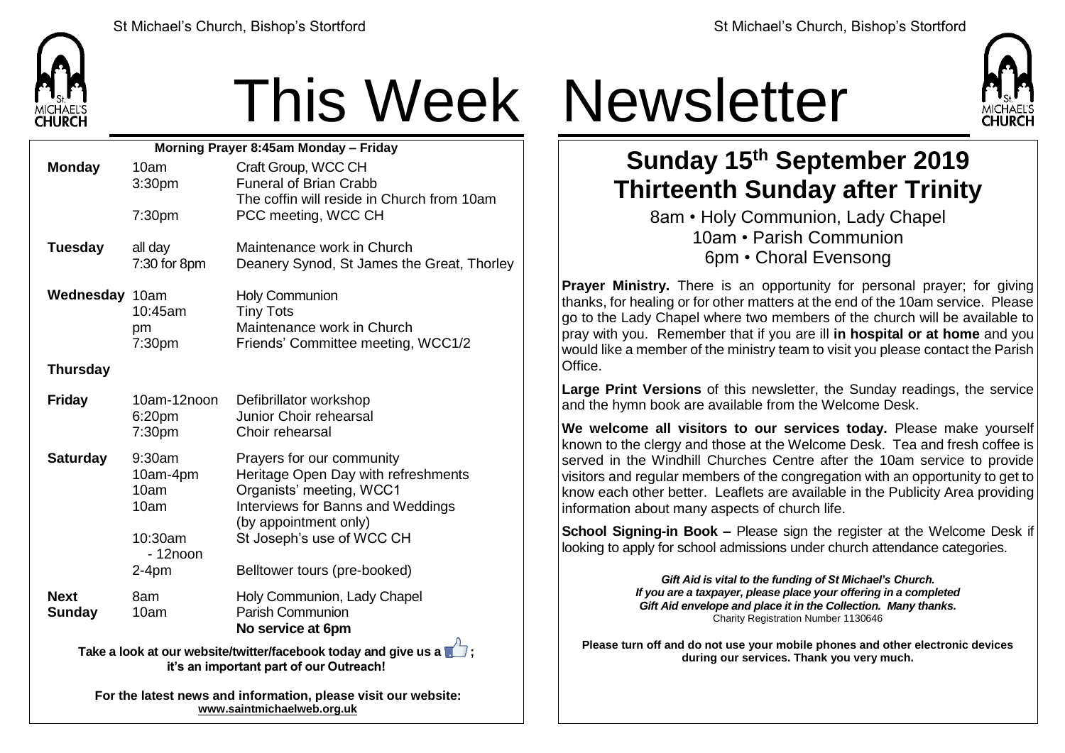# This Week Newsletter

**Morning Prayer 8:45am Monday – Friday**

| | | |
|---|---|---|
| **Monday** | 10am | Craft Group, WCC CH |
| | 3:30pm | Funeral of Brian Crabb<br>The coffin will reside in Church from 10am |
| | 7:30pm | PCC meeting, WCC CH |
| **Tuesday** | all day | Maintenance work in Church |
| | 7:30 for 8pm | Deanery Synod, St James the Great, Thorley |
| **Wednesday** | 10am | Holy Communion |
| | 10:45am | Tiny Tots |
| | pm | Maintenance work in Church |
| | 7:30pm | Friends' Committee meeting, WCC1/2 |
| **Thursday** | | |
| **Friday** | 10am-12noon | Defibrillator workshop |
| | 6:20pm | Junior Choir rehearsal |
| | 7:30pm | Choir rehearsal |
| **Saturday** | 9:30am | Prayers for our community |
| | 10am-4pm | Heritage Open Day with refreshments |
| | 10am | Organists' meeting, WCC1 |
| | 10am | Interviews for Banns and Weddings (by appointment only) |
| | 10:30am - 12noon | St Joseph's use of WCC CH |
| | 2-4pm | Belltower tours (pre-booked) |
| **Next Sunday** | 8am | Holy Communion, Lady Chapel |
| | 10am | Parish Communion |
| | | **No service at 6pm** |

**Take a look at our website/twitter/facebook today and give us a 👍; it's an important part of our Outreach!**

**For the latest news and information, please visit our website: www.saintmichaelweb.org.uk**

## Sunday 15th September 2019
## Thirteenth Sunday after Trinity

8am • Holy Communion, Lady Chapel
10am • Parish Communion
6pm • Choral Evensong

**Prayer Ministry.** There is an opportunity for personal prayer; for giving thanks, for healing or for other matters at the end of the 10am service. Please go to the Lady Chapel where two members of the church will be available to pray with you. Remember that if you are ill **in hospital or at home** and you would like a member of the ministry team to visit you please contact the Parish Office.

**Large Print Versions** of this newsletter, the Sunday readings, the service and the hymn book are available from the Welcome Desk.

**We welcome all visitors to our services today.** Please make yourself known to the clergy and those at the Welcome Desk. Tea and fresh coffee is served in the Windhill Churches Centre after the 10am service to provide visitors and regular members of the congregation with an opportunity to get to know each other better. Leaflets are available in the Publicity Area providing information about many aspects of church life.

**School Signing-in Book –** Please sign the register at the Welcome Desk if looking to apply for school admissions under church attendance categories.

***Gift Aid is vital to the funding of St Michael's Church. If you are a taxpayer, please place your offering in a completed Gift Aid envelope and place it in the Collection. Many thanks.***
Charity Registration Number 1130646

**Please turn off and do not use your mobile phones and other electronic devices during our services. Thank you very much.**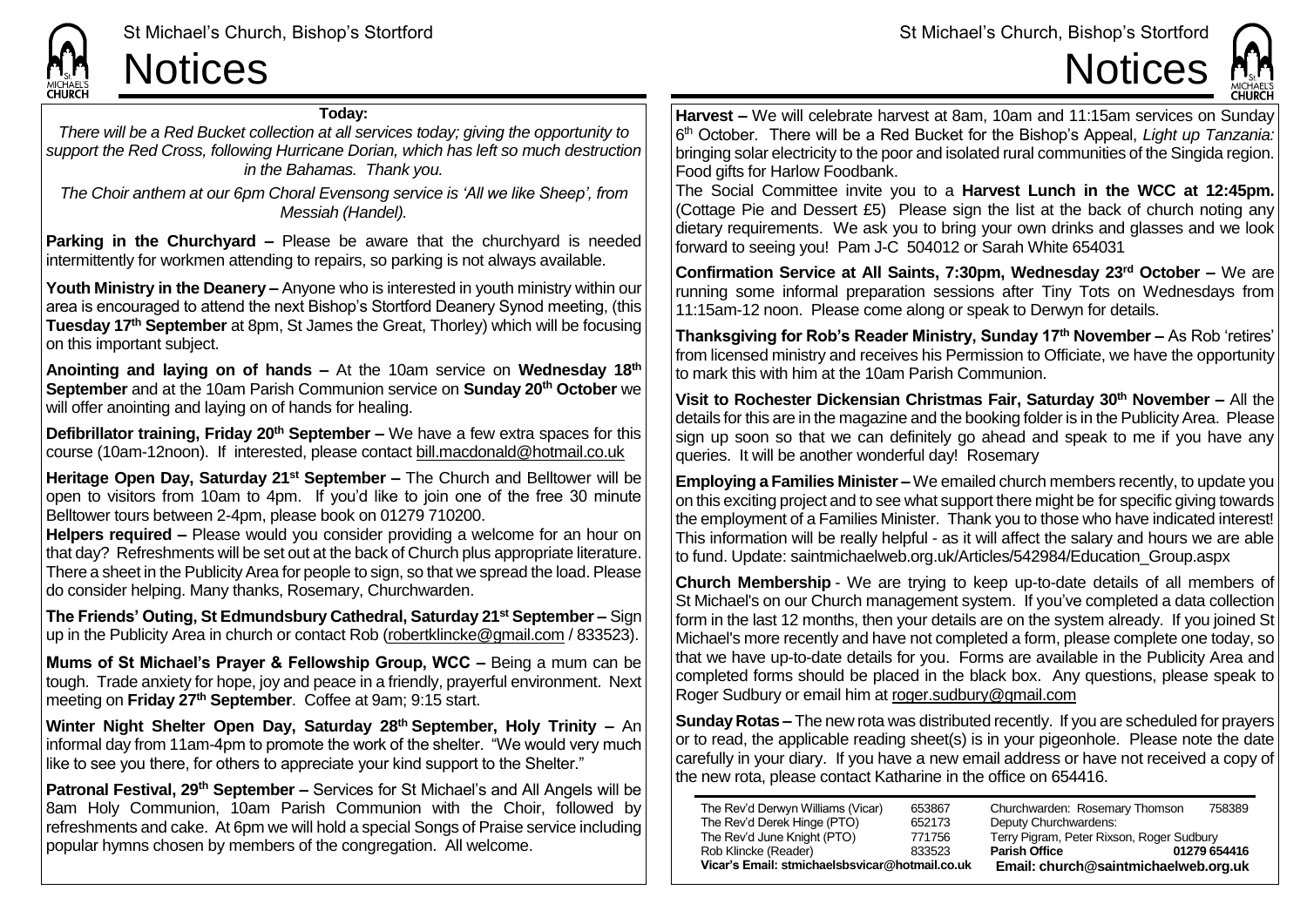# Notices

**Today:**

*There will be a Red Bucket collection at all services today; giving the opportunity to support the Red Cross, following Hurricane Dorian, which has left so much destruction in the Bahamas. Thank you.*

*The Choir anthem at our 6pm Choral Evensong service is 'All we like Sheep', from Messiah (Handel).*

**Parking in the Churchyard –** Please be aware that the churchyard is needed intermittently for workmen attending to repairs, so parking is not always available.

**Youth Ministry in the Deanery –** Anyone who is interested in youth ministry within our area is encouraged to attend the next Bishop's Stortford Deanery Synod meeting, (this **Tuesday 17th September** at 8pm, St James the Great, Thorley) which will be focusing on this important subject.

**Anointing and laying on of hands –** At the 10am service on **Wednesday 18th September** and at the 10am Parish Communion service on **Sunday 20th October** we will offer anointing and laying on of hands for healing.

**Defibrillator training, Friday 20th September –** We have a few extra spaces for this course (10am-12noon). If interested, please contact bill.macdonald@hotmail.co.uk

**Heritage Open Day, Saturday 21st September –** The Church and Belltower will be open to visitors from 10am to 4pm. If you'd like to join one of the free 30 minute Belltower tours between 2-4pm, please book on 01279 710200.

**Helpers required –** Please would you consider providing a welcome for an hour on that day? Refreshments will be set out at the back of Church plus appropriate literature. There a sheet in the Publicity Area for people to sign, so that we spread the load. Please do consider helping. Many thanks, Rosemary, Churchwarden.

**The Friends' Outing, St Edmundsbury Cathedral, Saturday 21st September –** Sign up in the Publicity Area in church or contact Rob (robertklincke@gmail.com / 833523).

**Mums of St Michael's Prayer & Fellowship Group, WCC –** Being a mum can be tough. Trade anxiety for hope, joy and peace in a friendly, prayerful environment. Next meeting on **Friday 27th September**. Coffee at 9am; 9:15 start.

**Winter Night Shelter Open Day, Saturday 28th September, Holy Trinity –** An informal day from 11am-4pm to promote the work of the shelter. "We would very much like to see you there, for others to appreciate your kind support to the Shelter."

**Patronal Festival, 29th September –** Services for St Michael's and All Angels will be 8am Holy Communion, 10am Parish Communion with the Choir, followed by refreshments and cake. At 6pm we will hold a special Songs of Praise service including popular hymns chosen by members of the congregation. All welcome.

**Harvest –** We will celebrate harvest at 8am, 10am and 11:15am services on Sunday 6th October. There will be a Red Bucket for the Bishop's Appeal, *Light up Tanzania:* bringing solar electricity to the poor and isolated rural communities of the Singida region. Food gifts for Harlow Foodbank.

The Social Committee invite you to a **Harvest Lunch in the WCC at 12:45pm.** (Cottage Pie and Dessert £5) Please sign the list at the back of church noting any dietary requirements. We ask you to bring your own drinks and glasses and we look forward to seeing you! Pam J-C 504012 or Sarah White 654031

**Confirmation Service at All Saints, 7:30pm, Wednesday 23rd October –** We are running some informal preparation sessions after Tiny Tots on Wednesdays from 11:15am-12 noon. Please come along or speak to Derwyn for details.

**Thanksgiving for Rob's Reader Ministry, Sunday 17th November –** As Rob 'retires' from licensed ministry and receives his Permission to Officiate, we have the opportunity to mark this with him at the 10am Parish Communion.

**Visit to Rochester Dickensian Christmas Fair, Saturday 30th November –** All the details for this are in the magazine and the booking folder is in the Publicity Area. Please sign up soon so that we can definitely go ahead and speak to me if you have any queries. It will be another wonderful day! Rosemary

**Employing a Families Minister –** We emailed church members recently, to update you on this exciting project and to see what support there might be for specific giving towards the employment of a Families Minister. Thank you to those who have indicated interest! This information will be really helpful - as it will affect the salary and hours we are able to fund. Update: saintmichaelweb.org.uk/Articles/542984/Education_Group.aspx

**Church Membership** - We are trying to keep up-to-date details of all members of St Michael's on our Church management system. If you've completed a data collection form in the last 12 months, then your details are on the system already. If you joined St Michael's more recently and have not completed a form, please complete one today, so that we have up-to-date details for you. Forms are available in the Publicity Area and completed forms should be placed in the black box. Any questions, please speak to Roger Sudbury or email him at roger.sudbury@gmail.com

**Sunday Rotas –** The new rota was distributed recently. If you are scheduled for prayers or to read, the applicable reading sheet(s) is in your pigeonhole. Please note the date carefully in your diary. If you have a new email address or have not received a copy of the new rota, please contact Katharine in the office on 654416.

| | | | |
|---|---|---|---|
| The Rev'd Derwyn Williams (Vicar) | 653867 | Churchwarden: Rosemary Thomson | 758389 |
| The Rev'd Derek Hinge (PTO) | 652173 | Deputy Churchwardens: | |
| The Rev'd June Knight (PTO) | 771756 | Terry Pigram, Peter Rixson, Roger Sudbury | |
| Rob Klincke (Reader) | 833523 | **Parish Office** | **01279 654416** |
| **Vicar's Email: stmichaelsbsvicar@hotmail.co.uk** | | **Email: church@saintmichaelweb.org.uk** | |